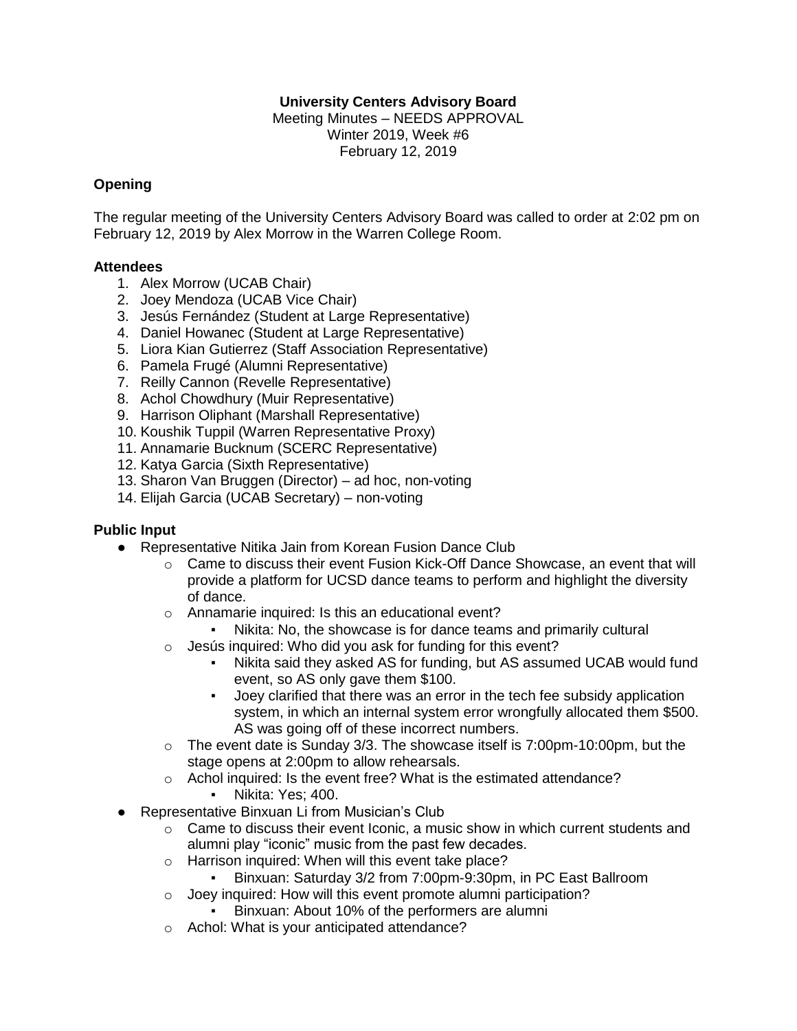**University Centers Advisory Board**

Meeting Minutes – NEEDS APPROVAL

Winter 2019, Week #6

February 12, 2019

## Opening

The regular meeting of the University Centers Advisory Board was called to order at 2:02 pm on February 12, 2019 by Alex Morrow in the Warren College Room.

### Attendees

1. Alex Morrow (UCAB Chair)
2. Joey Mendoza (UCAB Vice Chair)
3. Jesús Fernández (Student at Large Representative)
4. Daniel Howanec (Student at Large Representative)
5. Liora Kian Gutierrez (Staff Association Representative)
6. Pamela Frugé (Alumni Representative)
7. Reilly Cannon (Revelle Representative)
8. Achol Chowdhury (Muir Representative)
9. Harrison Oliphant (Marshall Representative)
10. Koushik Tuppil (Warren Representative Proxy)
11. Annamarie Bucknum (SCERC Representative)
12. Katya Garcia (Sixth Representative)
13. Sharon Van Bruggen (Director) – ad hoc, non-voting
14. Elijah Garcia (UCAB Secretary) – non-voting

### Public Input

- Representative Nitika Jain from Korean Fusion Dance Club
  - Came to discuss their event Fusion Kick-Off Dance Showcase, an event that will provide a platform for UCSD dance teams to perform and highlight the diversity of dance.
  - Annamarie inquired: Is this an educational event?
    - Nikita: No, the showcase is for dance teams and primarily cultural
  - Jesús inquired: Who did you ask for funding for this event?
    - Nikita said they asked AS for funding, but AS assumed UCAB would fund event, so AS only gave them $100.
    - Joey clarified that there was an error in the tech fee subsidy application system, in which an internal system error wrongfully allocated them $500. AS was going off of these incorrect numbers.
  - The event date is Sunday 3/3. The showcase itself is 7:00pm-10:00pm, but the stage opens at 2:00pm to allow rehearsals.
  - Achol inquired: Is the event free? What is the estimated attendance?
    - Nikita: Yes; 400.
- Representative Binxuan Li from Musician's Club
  - Came to discuss their event Iconic, a music show in which current students and alumni play "iconic" music from the past few decades.
  - Harrison inquired: When will this event take place?
    - Binxuan: Saturday 3/2 from 7:00pm-9:30pm, in PC East Ballroom
  - Joey inquired: How will this event promote alumni participation?
    - Binxuan: About 10% of the performers are alumni
  - Achol: What is your anticipated attendance?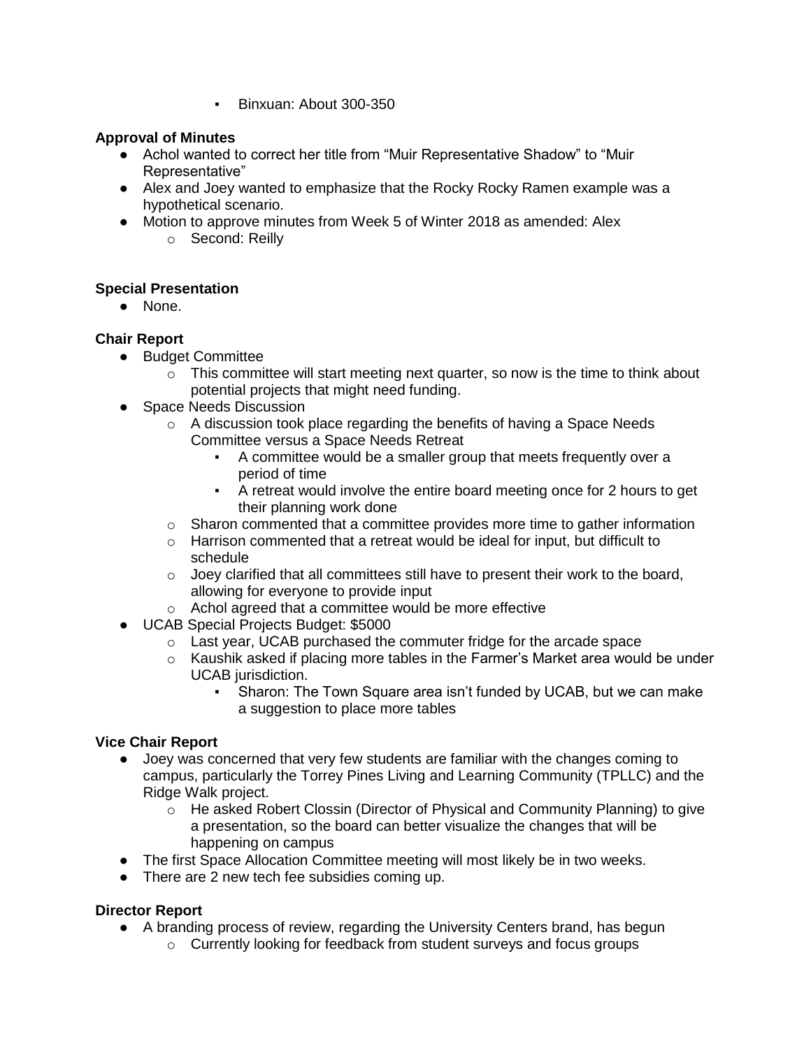- Binxuan: About 300-350

**Approval of Minutes**

- Achol wanted to correct her title from "Muir Representative Shadow" to "Muir Representative"
- Alex and Joey wanted to emphasize that the Rocky Rocky Ramen example was a hypothetical scenario.
- Motion to approve minutes from Week 5 of Winter 2018 as amended: Alex
    - Second: Reilly

**Special Presentation**

- None.

**Chair Report**

- Budget Committee
    - This committee will start meeting next quarter, so now is the time to think about potential projects that might need funding.
- Space Needs Discussion
    - A discussion took place regarding the benefits of having a Space Needs Committee versus a Space Needs Retreat
        - A committee would be a smaller group that meets frequently over a period of time
        - A retreat would involve the entire board meeting once for 2 hours to get their planning work done
    - Sharon commented that a committee provides more time to gather information
    - Harrison commented that a retreat would be ideal for input, but difficult to schedule
    - Joey clarified that all committees still have to present their work to the board, allowing for everyone to provide input
    - Achol agreed that a committee would be more effective
- UCAB Special Projects Budget: $5000
    - Last year, UCAB purchased the commuter fridge for the arcade space
    - Kaushik asked if placing more tables in the Farmer's Market area would be under UCAB jurisdiction.
        - Sharon: The Town Square area isn't funded by UCAB, but we can make a suggestion to place more tables

**Vice Chair Report**

- Joey was concerned that very few students are familiar with the changes coming to campus, particularly the Torrey Pines Living and Learning Community (TPLLC) and the Ridge Walk project.
    - He asked Robert Clossin (Director of Physical and Community Planning) to give a presentation, so the board can better visualize the changes that will be happening on campus
- The first Space Allocation Committee meeting will most likely be in two weeks.
- There are 2 new tech fee subsidies coming up.

**Director Report**

- A branding process of review, regarding the University Centers brand, has begun
    - Currently looking for feedback from student surveys and focus groups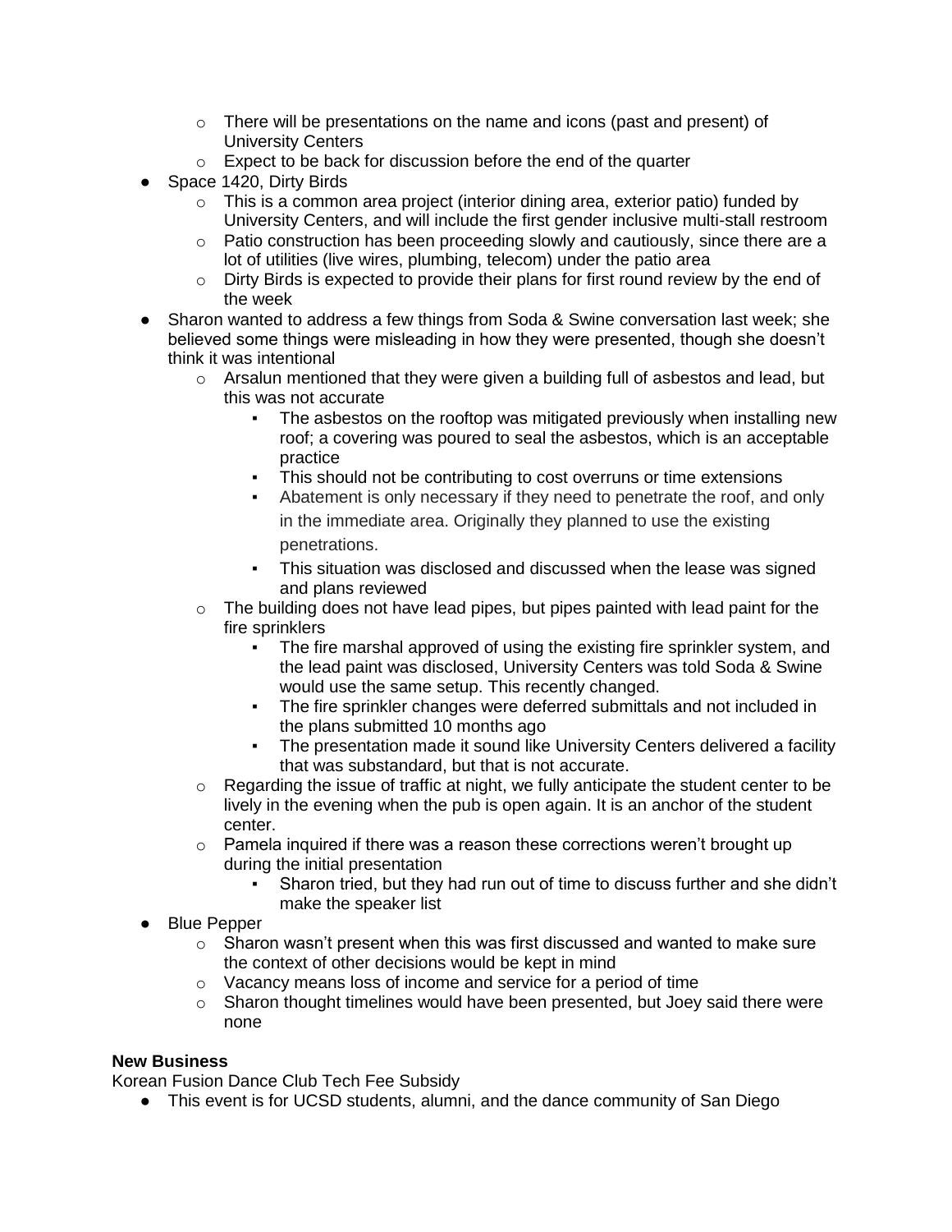- There will be presentations on the name and icons (past and present) of University Centers
  - Expect to be back for discussion before the end of the quarter
- Space 1420, Dirty Birds
  - This is a common area project (interior dining area, exterior patio) funded by University Centers, and will include the first gender inclusive multi-stall restroom
  - Patio construction has been proceeding slowly and cautiously, since there are a lot of utilities (live wires, plumbing, telecom) under the patio area
  - Dirty Birds is expected to provide their plans for first round review by the end of the week
- Sharon wanted to address a few things from Soda & Swine conversation last week; she believed some things were misleading in how they were presented, though she doesn't think it was intentional
  - Arsalun mentioned that they were given a building full of asbestos and lead, but this was not accurate
    - The asbestos on the rooftop was mitigated previously when installing new roof; a covering was poured to seal the asbestos, which is an acceptable practice
    - This should not be contributing to cost overruns or time extensions
    - Abatement is only necessary if they need to penetrate the roof, and only in the immediate area. Originally they planned to use the existing penetrations.
    - This situation was disclosed and discussed when the lease was signed and plans reviewed
  - The building does not have lead pipes, but pipes painted with lead paint for the fire sprinklers
    - The fire marshal approved of using the existing fire sprinkler system, and the lead paint was disclosed, University Centers was told Soda & Swine would use the same setup. This recently changed.
    - The fire sprinkler changes were deferred submittals and not included in the plans submitted 10 months ago
    - The presentation made it sound like University Centers delivered a facility that was substandard, but that is not accurate.
  - Regarding the issue of traffic at night, we fully anticipate the student center to be lively in the evening when the pub is open again. It is an anchor of the student center.
  - Pamela inquired if there was a reason these corrections weren't brought up during the initial presentation
    - Sharon tried, but they had run out of time to discuss further and she didn't make the speaker list
- Blue Pepper
  - Sharon wasn't present when this was first discussed and wanted to make sure the context of other decisions would be kept in mind
  - Vacancy means loss of income and service for a period of time
  - Sharon thought timelines would have been presented, but Joey said there were none

**New Business**

Korean Fusion Dance Club Tech Fee Subsidy

- This event is for UCSD students, alumni, and the dance community of San Diego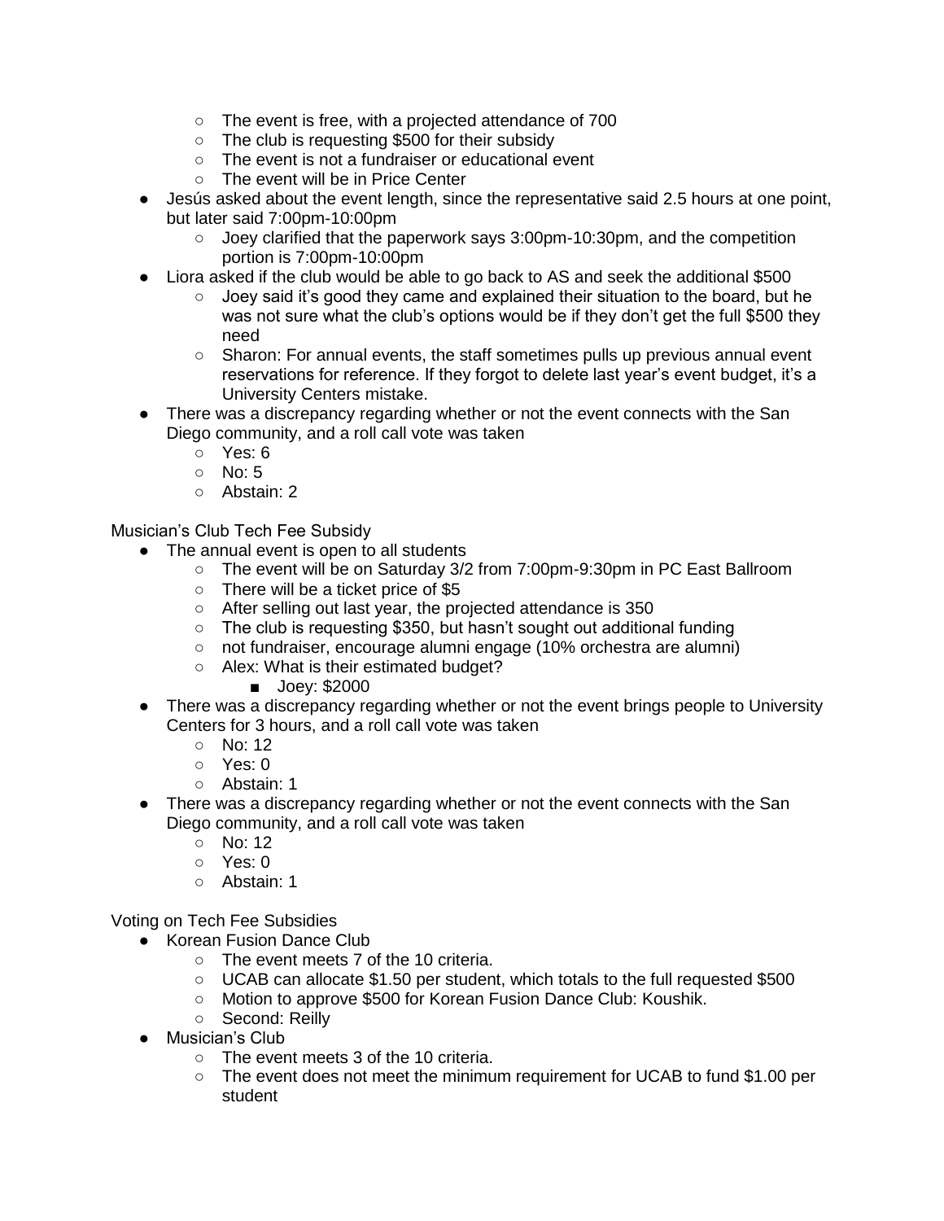- The event is free, with a projected attendance of 700
    - The club is requesting $500 for their subsidy
    - The event is not a fundraiser or educational event
    - The event will be in Price Center
- Jesús asked about the event length, since the representative said 2.5 hours at one point, but later said 7:00pm-10:00pm
    - Joey clarified that the paperwork says 3:00pm-10:30pm, and the competition portion is 7:00pm-10:00pm
- Liora asked if the club would be able to go back to AS and seek the additional $500
    - Joey said it's good they came and explained their situation to the board, but he was not sure what the club's options would be if they don't get the full $500 they need
    - Sharon: For annual events, the staff sometimes pulls up previous annual event reservations for reference. If they forgot to delete last year's event budget, it's a University Centers mistake.
- There was a discrepancy regarding whether or not the event connects with the San Diego community, and a roll call vote was taken
    - Yes: 6
    - No: 5
    - Abstain: 2

Musician's Club Tech Fee Subsidy

- The annual event is open to all students
    - The event will be on Saturday 3/2 from 7:00pm-9:30pm in PC East Ballroom
    - There will be a ticket price of $5
    - After selling out last year, the projected attendance is 350
    - The club is requesting $350, but hasn't sought out additional funding
    - not fundraiser, encourage alumni engage (10% orchestra are alumni)
    - Alex: What is their estimated budget?
        - Joey: $2000
- There was a discrepancy regarding whether or not the event brings people to University Centers for 3 hours, and a roll call vote was taken
    - No: 12
    - Yes: 0
    - Abstain: 1
- There was a discrepancy regarding whether or not the event connects with the San Diego community, and a roll call vote was taken
    - No: 12
    - Yes: 0
    - Abstain: 1

Voting on Tech Fee Subsidies

- Korean Fusion Dance Club
    - The event meets 7 of the 10 criteria.
    - UCAB can allocate $1.50 per student, which totals to the full requested $500
    - Motion to approve $500 for Korean Fusion Dance Club: Koushik.
    - Second: Reilly
- Musician's Club
    - The event meets 3 of the 10 criteria.
    - The event does not meet the minimum requirement for UCAB to fund $1.00 per student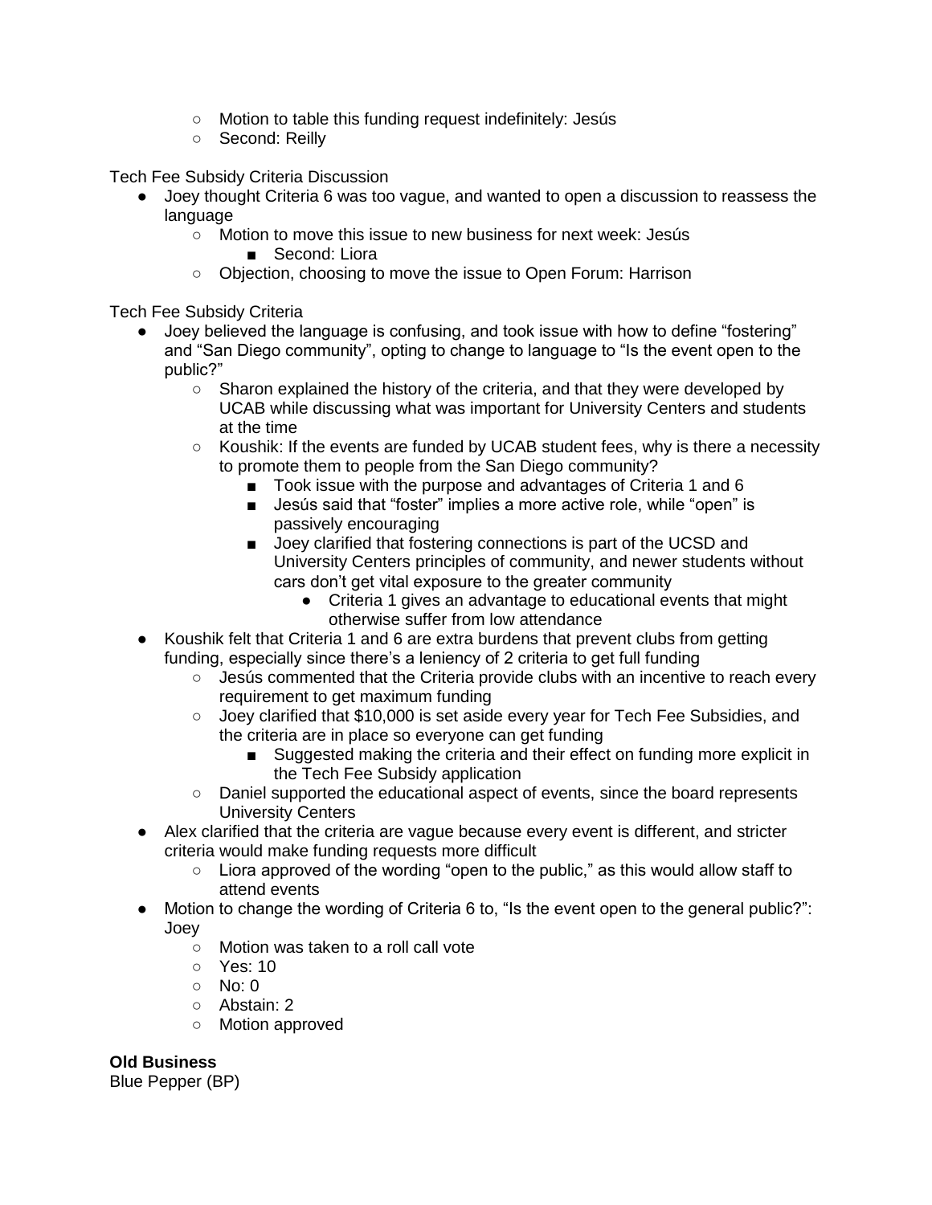- Motion to table this funding request indefinitely: Jesús
    - Second: Reilly

Tech Fee Subsidy Criteria Discussion

- Joey thought Criteria 6 was too vague, and wanted to open a discussion to reassess the language
    - Motion to move this issue to new business for next week: Jesús
        - Second: Liora
    - Objection, choosing to move the issue to Open Forum: Harrison

Tech Fee Subsidy Criteria

- Joey believed the language is confusing, and took issue with how to define "fostering" and "San Diego community", opting to change to language to "Is the event open to the public?"
    - Sharon explained the history of the criteria, and that they were developed by UCAB while discussing what was important for University Centers and students at the time
    - Koushik: If the events are funded by UCAB student fees, why is there a necessity to promote them to people from the San Diego community?
        - Took issue with the purpose and advantages of Criteria 1 and 6
        - Jesús said that "foster" implies a more active role, while "open" is passively encouraging
        - Joey clarified that fostering connections is part of the UCSD and University Centers principles of community, and newer students without cars don't get vital exposure to the greater community
            - Criteria 1 gives an advantage to educational events that might otherwise suffer from low attendance
- Koushik felt that Criteria 1 and 6 are extra burdens that prevent clubs from getting funding, especially since there's a leniency of 2 criteria to get full funding
    - Jesús commented that the Criteria provide clubs with an incentive to reach every requirement to get maximum funding
    - Joey clarified that $10,000 is set aside every year for Tech Fee Subsidies, and the criteria are in place so everyone can get funding
        - Suggested making the criteria and their effect on funding more explicit in the Tech Fee Subsidy application
    - Daniel supported the educational aspect of events, since the board represents University Centers
- Alex clarified that the criteria are vague because every event is different, and stricter criteria would make funding requests more difficult
    - Liora approved of the wording "open to the public," as this would allow staff to attend events
- Motion to change the wording of Criteria 6 to, "Is the event open to the general public?": Joey
    - Motion was taken to a roll call vote
    - Yes: 10
    - No: 0
    - Abstain: 2
    - Motion approved

**Old Business**

Blue Pepper (BP)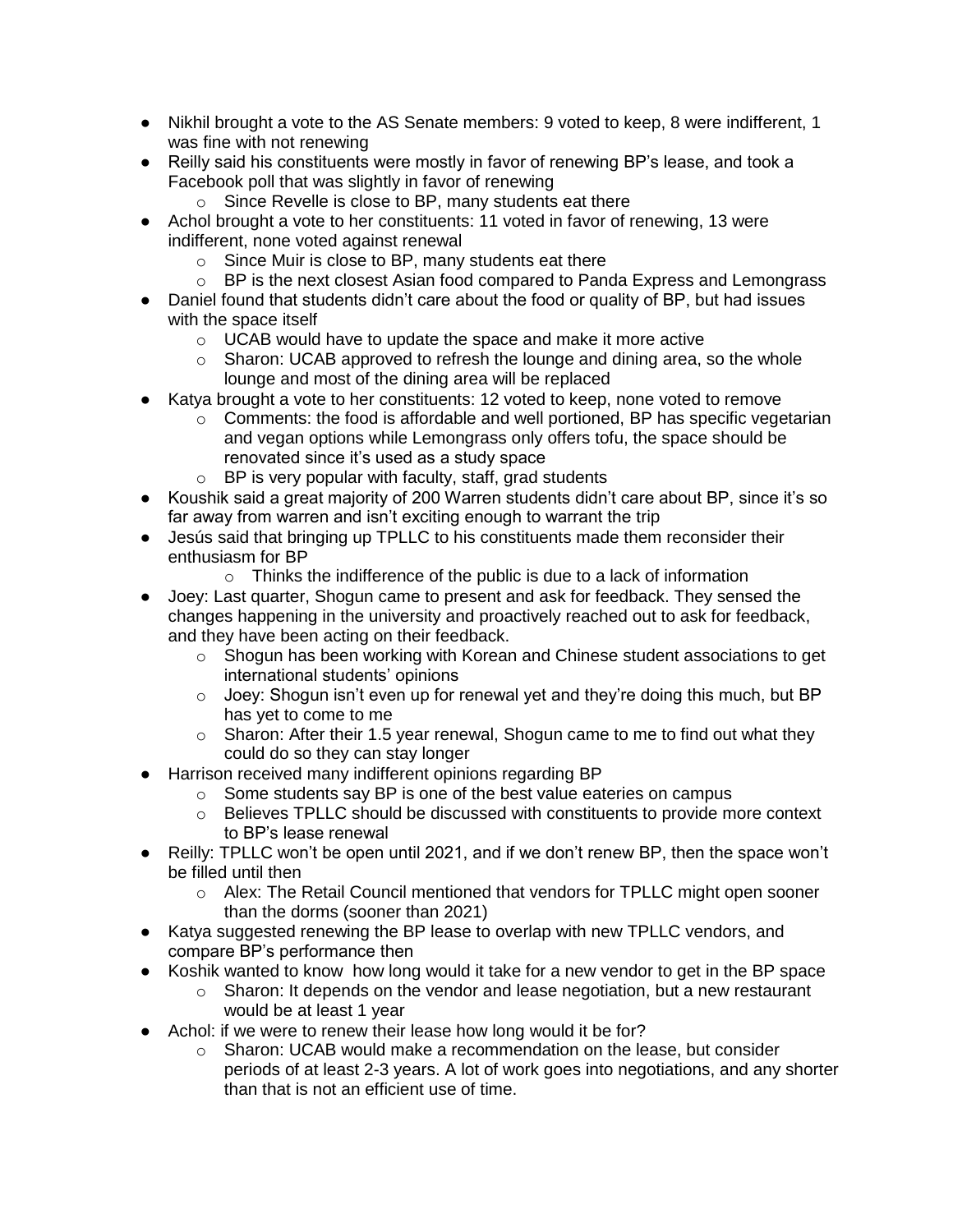- Nikhil brought a vote to the AS Senate members: 9 voted to keep, 8 were indifferent, 1 was fine with not renewing
- Reilly said his constituents were mostly in favor of renewing BP's lease, and took a Facebook poll that was slightly in favor of renewing
  - Since Revelle is close to BP, many students eat there
- Achol brought a vote to her constituents: 11 voted in favor of renewing, 13 were indifferent, none voted against renewal
  - Since Muir is close to BP, many students eat there
  - BP is the next closest Asian food compared to Panda Express and Lemongrass
- Daniel found that students didn't care about the food or quality of BP, but had issues with the space itself
  - UCAB would have to update the space and make it more active
  - Sharon: UCAB approved to refresh the lounge and dining area, so the whole lounge and most of the dining area will be replaced
- Katya brought a vote to her constituents: 12 voted to keep, none voted to remove
  - Comments: the food is affordable and well portioned, BP has specific vegetarian and vegan options while Lemongrass only offers tofu, the space should be renovated since it's used as a study space
  - BP is very popular with faculty, staff, grad students
- Koushik said a great majority of 200 Warren students didn't care about BP, since it's so far away from warren and isn't exciting enough to warrant the trip
- Jesús said that bringing up TPLLC to his constituents made them reconsider their enthusiasm for BP
  - Thinks the indifference of the public is due to a lack of information
- Joey: Last quarter, Shogun came to present and ask for feedback. They sensed the changes happening in the university and proactively reached out to ask for feedback, and they have been acting on their feedback.
  - Shogun has been working with Korean and Chinese student associations to get international students' opinions
  - Joey: Shogun isn't even up for renewal yet and they're doing this much, but BP has yet to come to me
  - Sharon: After their 1.5 year renewal, Shogun came to me to find out what they could do so they can stay longer
- Harrison received many indifferent opinions regarding BP
  - Some students say BP is one of the best value eateries on campus
  - Believes TPLLC should be discussed with constituents to provide more context to BP's lease renewal
- Reilly: TPLLC won't be open until 2021, and if we don't renew BP, then the space won't be filled until then
  - Alex: The Retail Council mentioned that vendors for TPLLC might open sooner than the dorms (sooner than 2021)
- Katya suggested renewing the BP lease to overlap with new TPLLC vendors, and compare BP's performance then
- Koshik wanted to know how long would it take for a new vendor to get in the BP space
  - Sharon: It depends on the vendor and lease negotiation, but a new restaurant would be at least 1 year
- Achol: if we were to renew their lease how long would it be for?
  - Sharon: UCAB would make a recommendation on the lease, but consider periods of at least 2-3 years. A lot of work goes into negotiations, and any shorter than that is not an efficient use of time.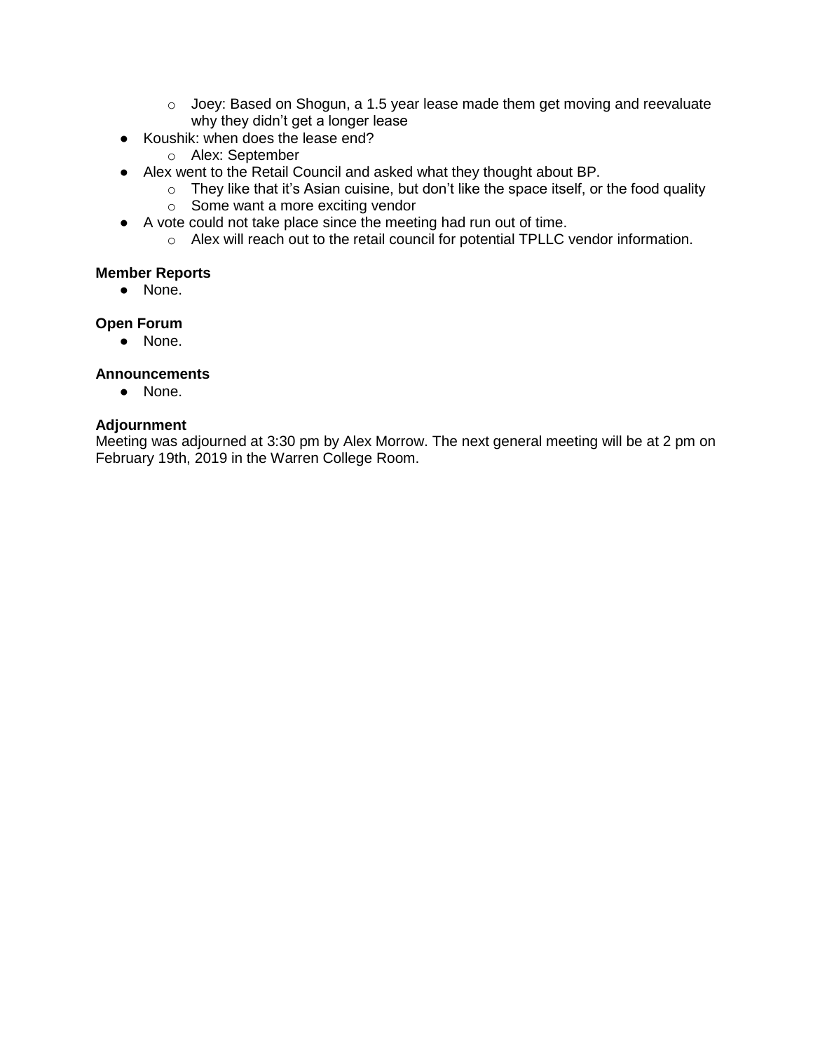- Joey: Based on Shogun, a 1.5 year lease made them get moving and reevaluate why they didn't get a longer lease
- Koushik: when does the lease end?
    - Alex: September
- Alex went to the Retail Council and asked what they thought about BP.
    - They like that it's Asian cuisine, but don't like the space itself, or the food quality
    - Some want a more exciting vendor
- A vote could not take place since the meeting had run out of time.
    - Alex will reach out to the retail council for potential TPLLC vendor information.

**Member Reports**

- None.

**Open Forum**

- None.

**Announcements**

- None.

**Adjournment**

Meeting was adjourned at 3:30 pm by Alex Morrow. The next general meeting will be at 2 pm on February 19th, 2019 in the Warren College Room.